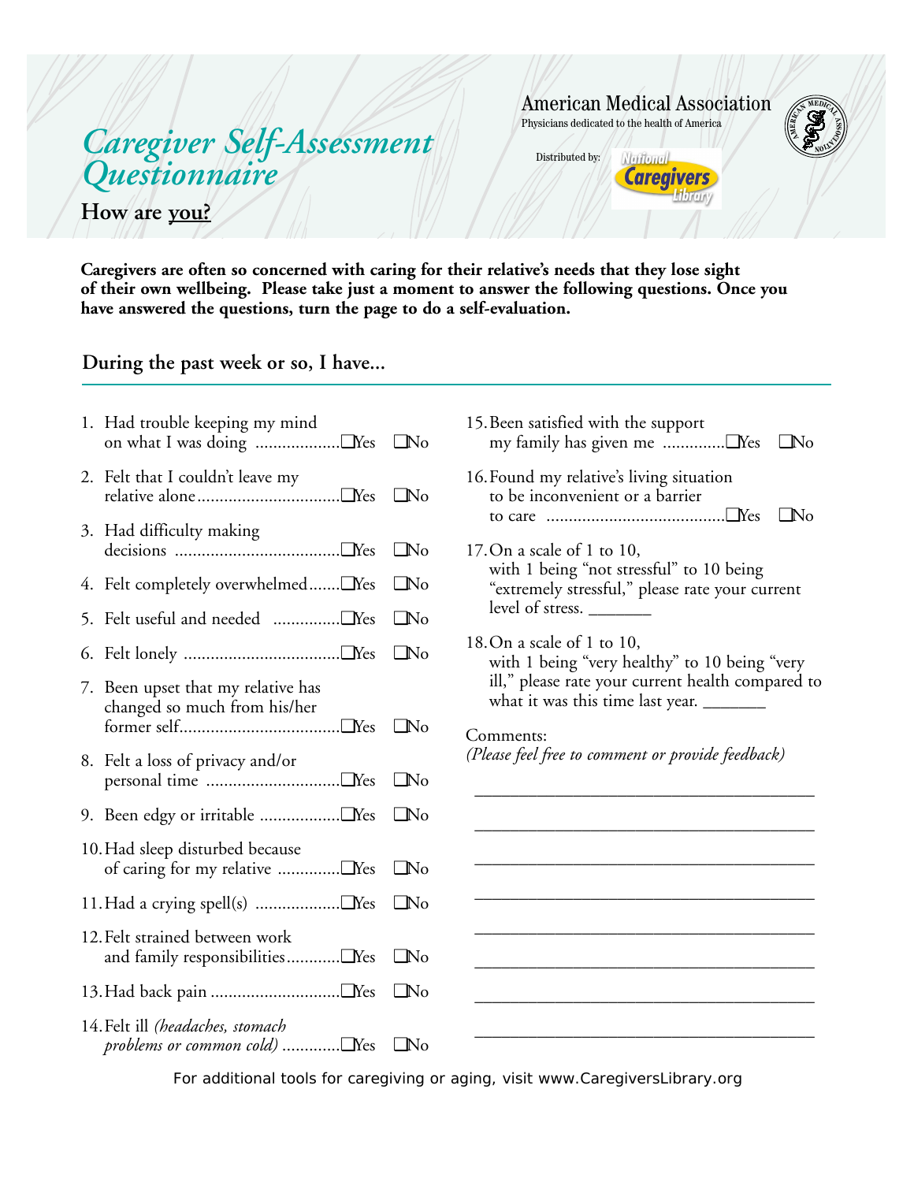# Caregiver Self-Assessment Questionnaire

## How are you?

American Medical Association
Physicians dedicated to the health of America

Distributed by: National Caregivers Library

**Caregivers are often so concerned with caring for their relative's needs that they lose sight of their own wellbeing. Please take just a moment to answer the following questions. Once you have answered the questions, turn the page to do a self-evaluation.**

### During the past week or so, I have...

1. Had trouble keeping my mind on what I was doing ☐Yes ☐No
2. Felt that I couldn't leave my relative alone ☐Yes ☐No
3. Had difficulty making decisions ☐Yes ☐No
4. Felt completely overwhelmed ☐Yes ☐No
5. Felt useful and needed ☐Yes ☐No
6. Felt lonely ☐Yes ☐No
7. Been upset that my relative has changed so much from his/her former self ☐Yes ☐No
8. Felt a loss of privacy and/or personal time ☐Yes ☐No
9. Been edgy or irritable ☐Yes ☐No
10. Had sleep disturbed because of caring for my relative ☐Yes ☐No
11. Had a crying spell(s) ☐Yes ☐No
12. Felt strained between work and family responsibilities ☐Yes ☐No
13. Had back pain ☐Yes ☐No
14. Felt ill *(headaches, stomach problems or common cold)* ☐Yes ☐No
15. Been satisfied with the support my family has given me ☐Yes ☐No
16. Found my relative's living situation to be inconvenient or a barrier to care ☐Yes ☐No
17. On a scale of 1 to 10, with 1 being "not stressful" to 10 being "extremely stressful," please rate your current level of stress. _______
18. On a scale of 1 to 10, with 1 being "very healthy" to 10 being "very ill," please rate your current health compared to what it was this time last year. _______

Comments:
*(Please feel free to comment or provide feedback)*

_______________________________________

_______________________________________

_______________________________________

_______________________________________

_______________________________________

_______________________________________

_______________________________________

_______________________________________

For additional tools for caregiving or aging, visit www.CaregiversLibrary.org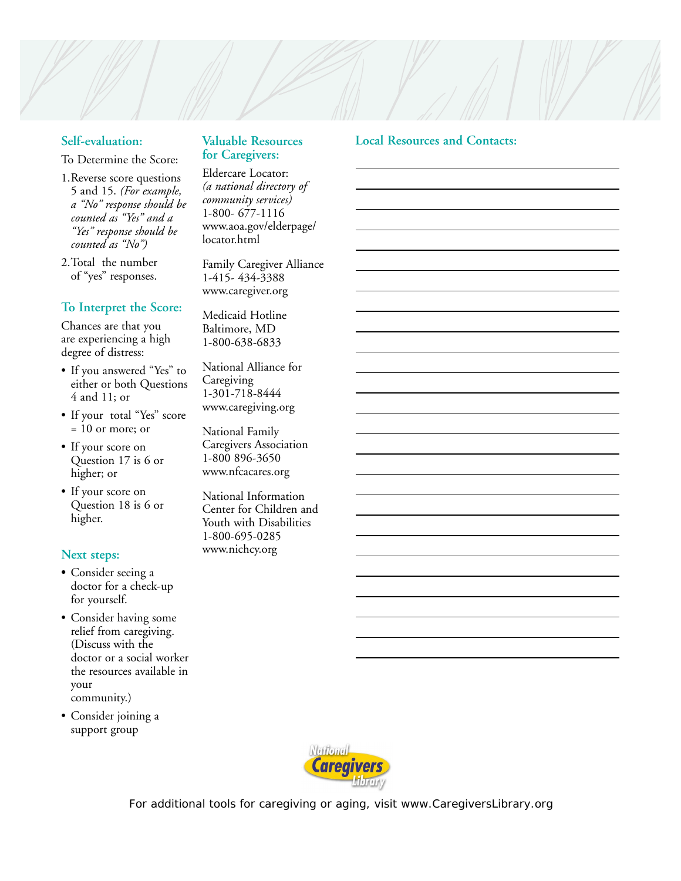## Self-evaluation:

To Determine the Score:

1. Reverse score questions 5 and 15. *(For example, a "No" response should be counted as "Yes" and a "Yes" response should be counted as "No")*
2. Total the number of "yes" responses.

## To Interpret the Score:

Chances are that you are experiencing a high degree of distress:

- If you answered "Yes" to either or both Questions 4 and 11; or
- If your total "Yes" score = 10 or more; or
- If your score on Question 17 is 6 or higher; or
- If your score on Question 18 is 6 or higher.

## Next steps:

- Consider seeing a doctor for a check-up for yourself.
- Consider having some relief from caregiving. (Discuss with the doctor or a social worker the resources available in your community.)
- Consider joining a support group

## Valuable Resources for Caregivers:

Eldercare Locator:
*(a national directory of community services)*
1-800- 677-1116
www.aoa.gov/elderpage/locator.html

Family Caregiver Alliance
1-415- 434-3388
www.caregiver.org

Medicaid Hotline
Baltimore, MD
1-800-638-6833

National Alliance for Caregiving
1-301-718-8444
www.caregiving.org

National Family Caregivers Association
1-800 896-3650
www.nfcacares.org

National Information Center for Children and Youth with Disabilities
1-800-695-0285
www.nichcy.org

## Local Resources and Contacts:

National Caregivers Library

For additional tools for caregiving or aging, visit www.CaregiversLibrary.org